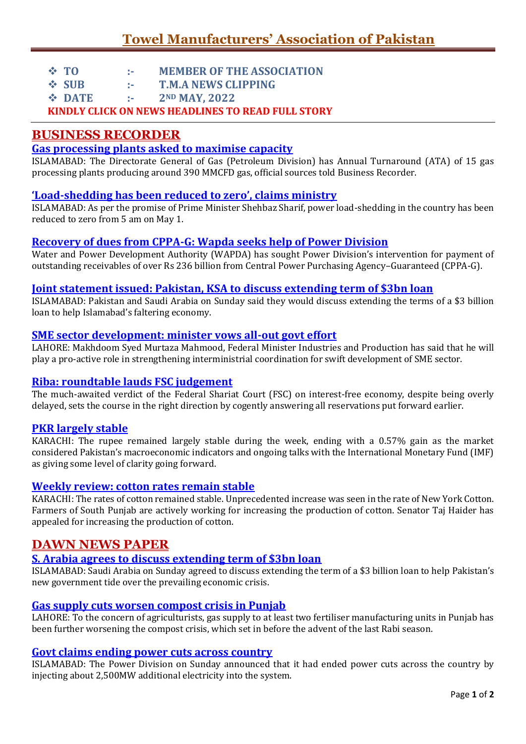# Towel Manufacturers' Association of Pakistan

- **TO :- MEMBER OF THE ASSOCIATION**
- **SUB :- T.M.A NEWS CLIPPING**
- **DATE :- 2ND MAY, 2022**

**KINDLY CLICK ON NEWS HEADLINES TO READ FULL STORY**

## BUSINESS RECORDER

### Gas processing plants asked to maximise capacity

ISLAMABAD: The Directorate General of Gas (Petroleum Division) has Annual Turnaround (ATA) of 15 gas processing plants producing around 390 MMCFD gas, official sources told Business Recorder.

### 'Load-shedding has been reduced to zero', claims ministry

ISLAMABAD: As per the promise of Prime Minister Shehbaz Sharif, power load-shedding in the country has been reduced to zero from 5 am on May 1.

### Recovery of dues from CPPA-G: Wapda seeks help of Power Division

Water and Power Development Authority (WAPDA) has sought Power Division's intervention for payment of outstanding receivables of over Rs 236 billion from Central Power Purchasing Agency–Guaranteed (CPPA-G).

### Joint statement issued: Pakistan, KSA to discuss extending term of $3bn loan

ISLAMABAD: Pakistan and Saudi Arabia on Sunday said they would discuss extending the terms of a $3 billion loan to help Islamabad's faltering economy.

### SME sector development: minister vows all-out govt effort

LAHORE: Makhdoom Syed Murtaza Mahmood, Federal Minister Industries and Production has said that he will play a pro-active role in strengthening interministrial coordination for swift development of SME sector.

### Riba: roundtable lauds FSC judgement

The much-awaited verdict of the Federal Shariat Court (FSC) on interest-free economy, despite being overly delayed, sets the course in the right direction by cogently answering all reservations put forward earlier.

### PKR largely stable

KARACHI: The rupee remained largely stable during the week, ending with a 0.57% gain as the market considered Pakistan's macroeconomic indicators and ongoing talks with the International Monetary Fund (IMF) as giving some level of clarity going forward.

### Weekly review: cotton rates remain stable

KARACHI: The rates of cotton remained stable. Unprecedented increase was seen in the rate of New York Cotton. Farmers of South Punjab are actively working for increasing the production of cotton. Senator Taj Haider has appealed for increasing the production of cotton.

## DAWN NEWS PAPER

### S. Arabia agrees to discuss extending term of $3bn loan

ISLAMABAD: Saudi Arabia on Sunday agreed to discuss extending the term of a $3 billion loan to help Pakistan's new government tide over the prevailing economic crisis.

### Gas supply cuts worsen compost crisis in Punjab

LAHORE: To the concern of agriculturists, gas supply to at least two fertiliser manufacturing units in Punjab has been further worsening the compost crisis, which set in before the advent of the last Rabi season.

### Govt claims ending power cuts across country

ISLAMABAD: The Power Division on Sunday announced that it had ended power cuts across the country by injecting about 2,500MW additional electricity into the system.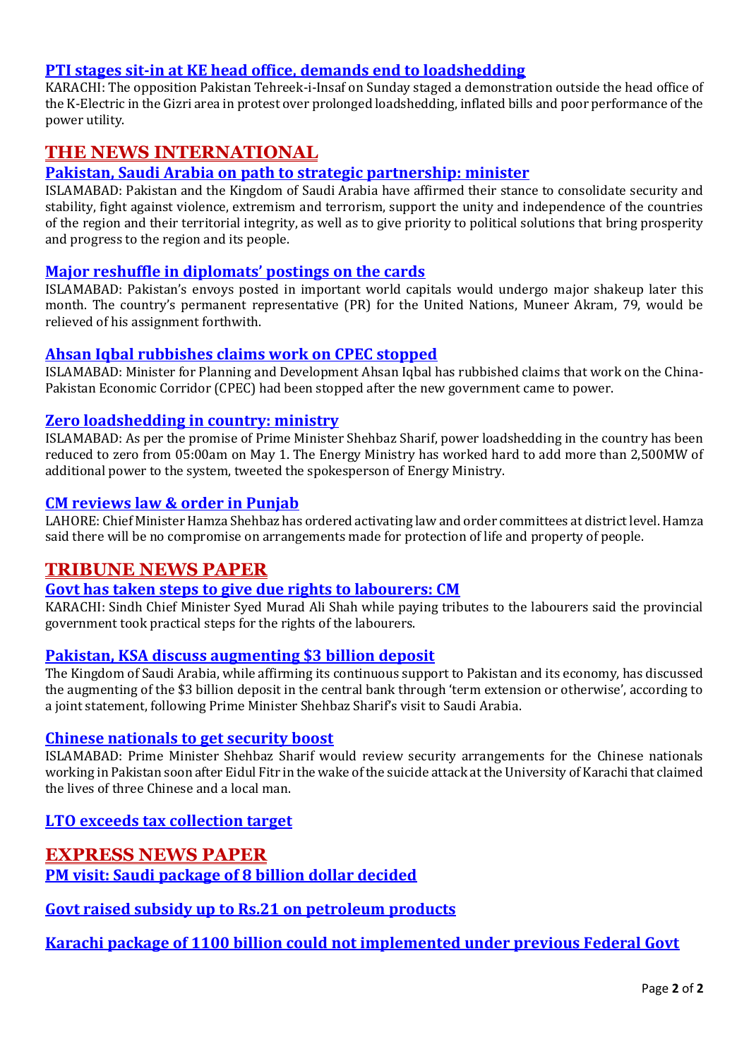**PTI stages sit-in at KE head office, demands end to loadshedding**

KARACHI: The opposition Pakistan Tehreek-i-Insaf on Sunday staged a demonstration outside the head office of the K-Electric in the Gizri area in protest over prolonged loadshedding, inflated bills and poor performance of the power utility.

## THE NEWS INTERNATIONAL

**Pakistan, Saudi Arabia on path to strategic partnership: minister**

ISLAMABAD: Pakistan and the Kingdom of Saudi Arabia have affirmed their stance to consolidate security and stability, fight against violence, extremism and terrorism, support the unity and independence of the countries of the region and their territorial integrity, as well as to give priority to political solutions that bring prosperity and progress to the region and its people.

**Major reshuffle in diplomats' postings on the cards**

ISLAMABAD: Pakistan's envoys posted in important world capitals would undergo major shakeup later this month. The country's permanent representative (PR) for the United Nations, Muneer Akram, 79, would be relieved of his assignment forthwith.

**Ahsan Iqbal rubbishes claims work on CPEC stopped**

ISLAMABAD: Minister for Planning and Development Ahsan Iqbal has rubbished claims that work on the China-Pakistan Economic Corridor (CPEC) had been stopped after the new government came to power.

**Zero loadshedding in country: ministry**

ISLAMABAD: As per the promise of Prime Minister Shehbaz Sharif, power loadshedding in the country has been reduced to zero from 05:00am on May 1. The Energy Ministry has worked hard to add more than 2,500MW of additional power to the system, tweeted the spokesperson of Energy Ministry.

**CM reviews law & order in Punjab**

LAHORE: Chief Minister Hamza Shehbaz has ordered activating law and order committees at district level. Hamza said there will be no compromise on arrangements made for protection of life and property of people.

## TRIBUNE NEWS PAPER

**Govt has taken steps to give due rights to labourers: CM**

KARACHI: Sindh Chief Minister Syed Murad Ali Shah while paying tributes to the labourers said the provincial government took practical steps for the rights of the labourers.

**Pakistan, KSA discuss augmenting $3 billion deposit**

The Kingdom of Saudi Arabia, while affirming its continuous support to Pakistan and its economy, has discussed the augmenting of the $3 billion deposit in the central bank through 'term extension or otherwise', according to a joint statement, following Prime Minister Shehbaz Sharif's visit to Saudi Arabia.

**Chinese nationals to get security boost**

ISLAMABAD: Prime Minister Shehbaz Sharif would review security arrangements for the Chinese nationals working in Pakistan soon after Eidul Fitr in the wake of the suicide attack at the University of Karachi that claimed the lives of three Chinese and a local man.

**LTO exceeds tax collection target**

## EXPRESS NEWS PAPER

**PM visit: Saudi package of 8 billion dollar decided**

**Govt raised subsidy up to Rs.21 on petroleum products**

**Karachi package of 1100 billion could not implemented under previous Federal Govt**